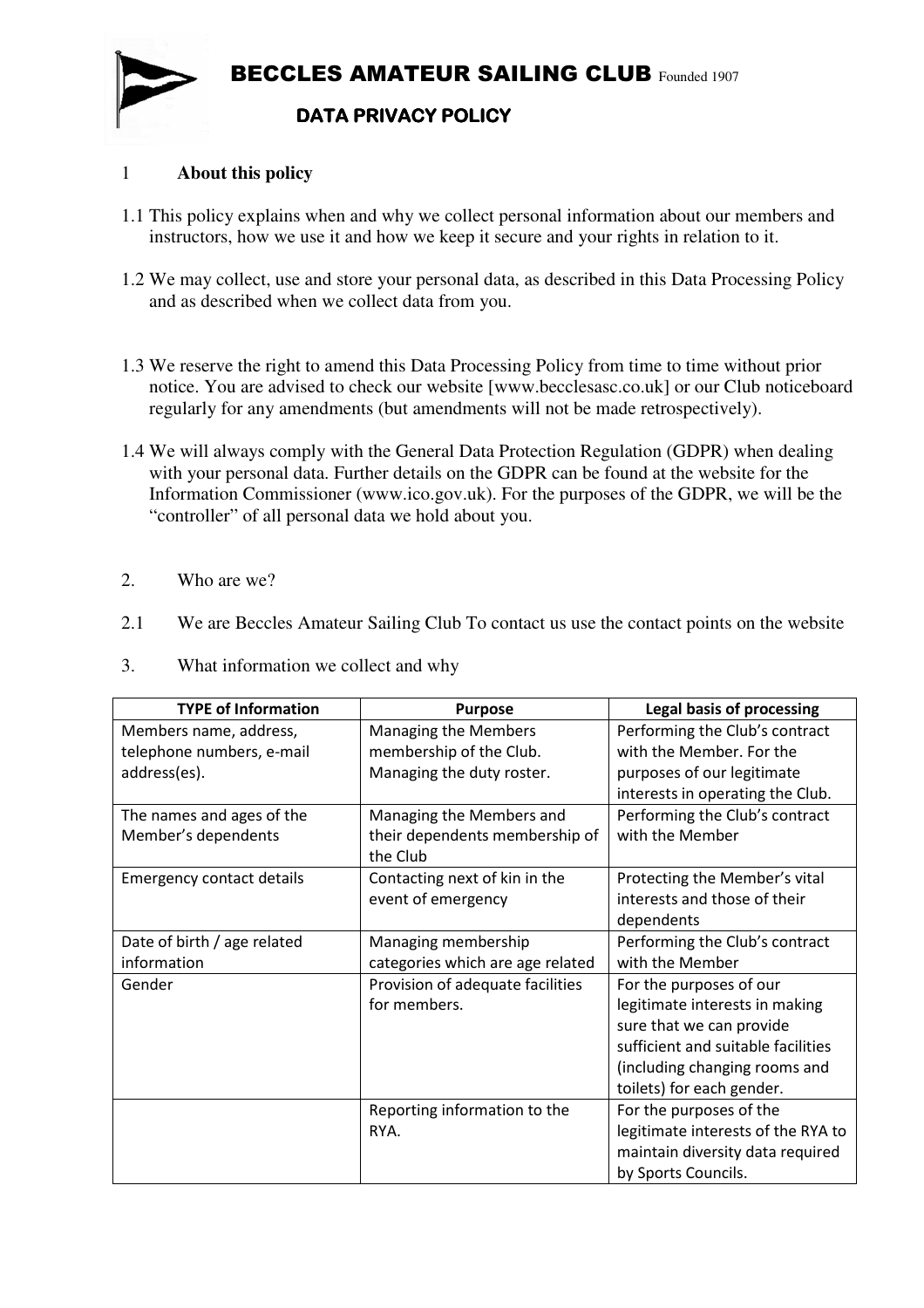# BECCLES AMATEUR SAILING CLUB Founded 1907

## DATA PRIVACY POLICY

1 **About this policy**

1.1 This policy explains when and why we collect personal information about our members and instructors, how we use it and how we keep it secure and your rights in relation to it.

1.2 We may collect, use and store your personal data, as described in this Data Processing Policy and as described when we collect data from you.

1.3 We reserve the right to amend this Data Processing Policy from time to time without prior notice. You are advised to check our website [www.becclesasc.co.uk] or our Club noticeboard regularly for any amendments (but amendments will not be made retrospectively).

1.4 We will always comply with the General Data Protection Regulation (GDPR) when dealing with your personal data. Further details on the GDPR can be found at the website for the Information Commissioner (www.ico.gov.uk). For the purposes of the GDPR, we will be the "controller" of all personal data we hold about you.

2. Who are we?

2.1 We are Beccles Amateur Sailing Club To contact us use the contact points on the website

3. What information we collect and why

| TYPE of Information | Purpose | Legal basis of processing |
|---|---|---|
| Members name, address, telephone numbers, e-mail address(es). | Managing the Members membership of the Club. Managing the duty roster. | Performing the Club's contract with the Member. For the purposes of our legitimate interests in operating the Club. |
| The names and ages of the Member's dependents | Managing the Members and their dependents membership of the Club | Performing the Club's contract with the Member |
| Emergency contact details | Contacting next of kin in the event of emergency | Protecting the Member's vital interests and those of their dependents |
| Date of birth / age related information | Managing membership categories which are age related | Performing the Club's contract with the Member |
| Gender | Provision of adequate facilities for members. | For the purposes of our legitimate interests in making sure that we can provide sufficient and suitable facilities (including changing rooms and toilets) for each gender. |
| | Reporting information to the RYA. | For the purposes of the legitimate interests of the RYA to maintain diversity data required by Sports Councils. |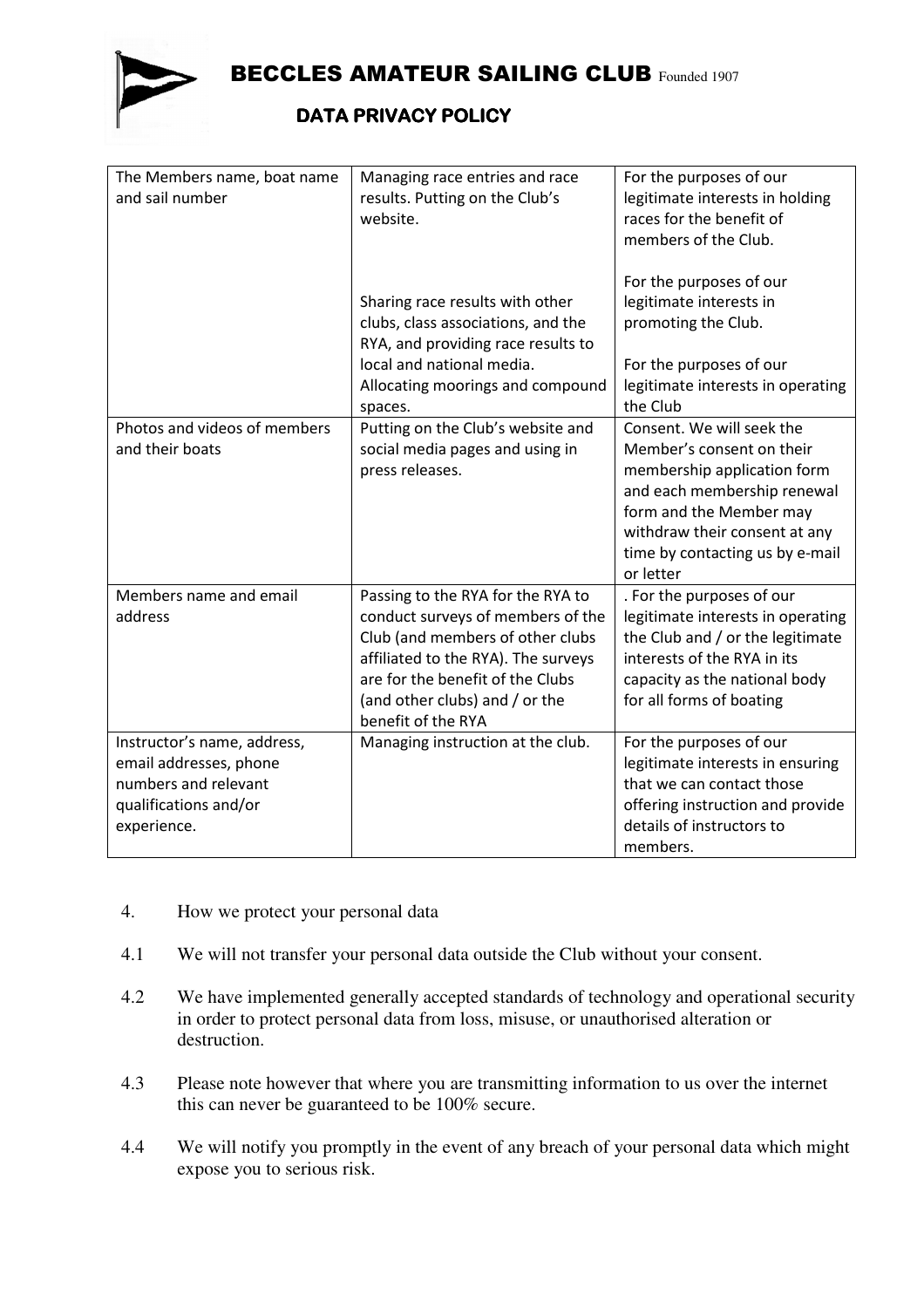# BECCLES AMATEUR SAILING CLUB Founded 1907

## DATA PRIVACY POLICY

| | | |
|---|---|---|
| The Members name, boat name and sail number | Managing race entries and race results. Putting on the Club's website.<br><br>Sharing race results with other clubs, class associations, and the RYA, and providing race results to local and national media.<br>Allocating moorings and compound spaces. | For the purposes of our legitimate interests in holding races for the benefit of members of the Club.<br><br>For the purposes of our legitimate interests in promoting the Club.<br><br>For the purposes of our legitimate interests in operating the Club |
| Photos and videos of members and their boats | Putting on the Club's website and social media pages and using in press releases. | Consent. We will seek the Member's consent on their membership application form and each membership renewal form and the Member may withdraw their consent at any time by contacting us by e-mail or letter |
| Members name and email address | Passing to the RYA for the RYA to conduct surveys of members of the Club (and members of other clubs affiliated to the RYA). The surveys are for the benefit of the Clubs (and other clubs) and / or the benefit of the RYA | . For the purposes of our legitimate interests in operating the Club and / or the legitimate interests of the RYA in its capacity as the national body for all forms of boating |
| Instructor's name, address, email addresses, phone numbers and relevant qualifications and/or experience. | Managing instruction at the club. | For the purposes of our legitimate interests in ensuring that we can contact those offering instruction and provide details of instructors to members. |

4. How we protect your personal data

4.1 We will not transfer your personal data outside the Club without your consent.

4.2 We have implemented generally accepted standards of technology and operational security in order to protect personal data from loss, misuse, or unauthorised alteration or destruction.

4.3 Please note however that where you are transmitting information to us over the internet this can never be guaranteed to be 100% secure.

4.4 We will notify you promptly in the event of any breach of your personal data which might expose you to serious risk.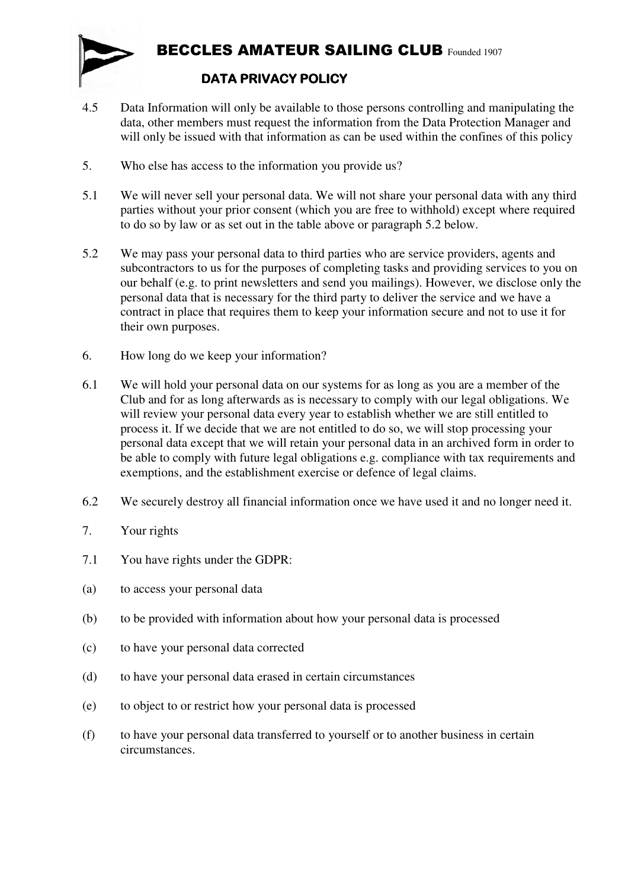4.5 Data Information will only be available to those persons controlling and manipulating the data, other members must request the information from the Data Protection Manager and will only be issued with that information as can be used within the confines of this policy

5. Who else has access to the information you provide us?

5.1 We will never sell your personal data. We will not share your personal data with any third parties without your prior consent (which you are free to withhold) except where required to do so by law or as set out in the table above or paragraph 5.2 below.

5.2 We may pass your personal data to third parties who are service providers, agents and subcontractors to us for the purposes of completing tasks and providing services to you on our behalf (e.g. to print newsletters and send you mailings). However, we disclose only the personal data that is necessary for the third party to deliver the service and we have a contract in place that requires them to keep your information secure and not to use it for their own purposes.

6. How long do we keep your information?

6.1 We will hold your personal data on our systems for as long as you are a member of the Club and for as long afterwards as is necessary to comply with our legal obligations. We will review your personal data every year to establish whether we are still entitled to process it. If we decide that we are not entitled to do so, we will stop processing your personal data except that we will retain your personal data in an archived form in order to be able to comply with future legal obligations e.g. compliance with tax requirements and exemptions, and the establishment exercise or defence of legal claims.

6.2 We securely destroy all financial information once we have used it and no longer need it.

7. Your rights

7.1 You have rights under the GDPR:

(a) to access your personal data

(b) to be provided with information about how your personal data is processed

(c) to have your personal data corrected

(d) to have your personal data erased in certain circumstances

(e) to object to or restrict how your personal data is processed

(f) to have your personal data transferred to yourself or to another business in certain circumstances.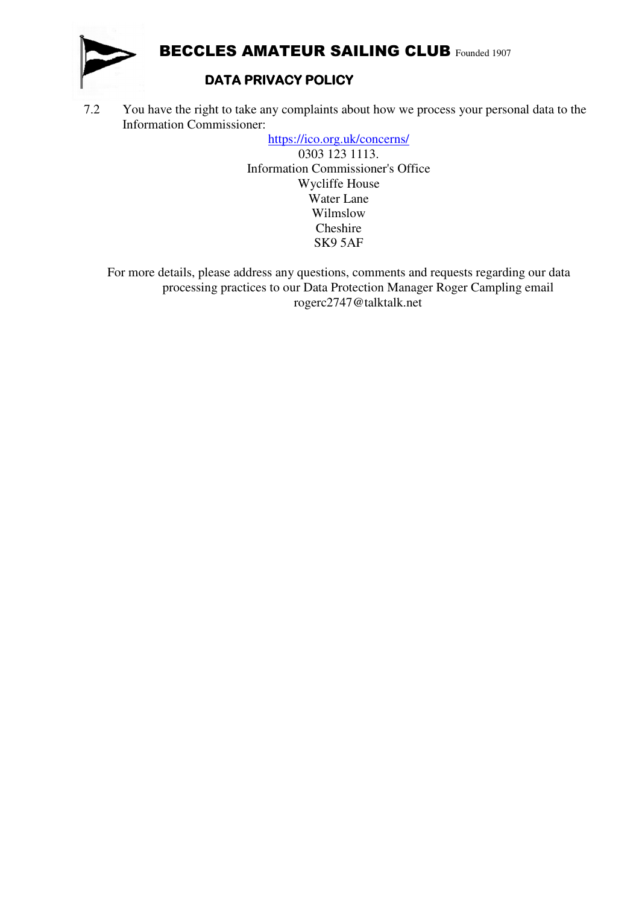7.2 You have the right to take any complaints about how we process your personal data to the Information Commissioner:

https://ico.org.uk/concerns/
0303 123 1113.
Information Commissioner's Office
Wycliffe House
Water Lane
Wilmslow
Cheshire
SK9 5AF

For more details, please address any questions, comments and requests regarding our data processing practices to our Data Protection Manager Roger Campling email rogerc2747@talktalk.net